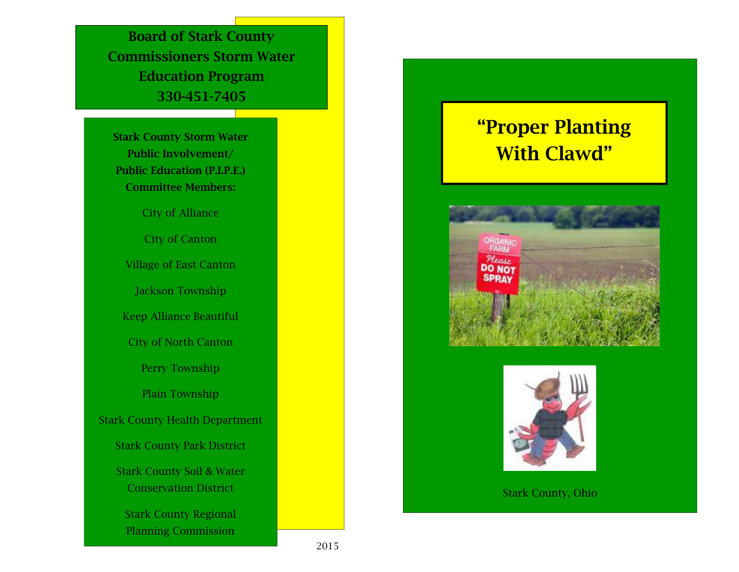**Board of Stark County Commissioners Storm Water Education Program**
**330-451-7405**

**Stark County Storm Water Public Involvement/ Public Education (P.I.P.E.) Committee Members:**

City of Alliance

City of Canton

Village of East Canton

Jackson Township

Keep Alliance Beautiful

City of North Canton

Perry Township

Plain Township

Stark County Health Department

Stark County Park District

Stark County Soil & Water Conservation District

Stark County Regional Planning Commission

2015

# "Proper Planting With Clawd"

Stark County, Ohio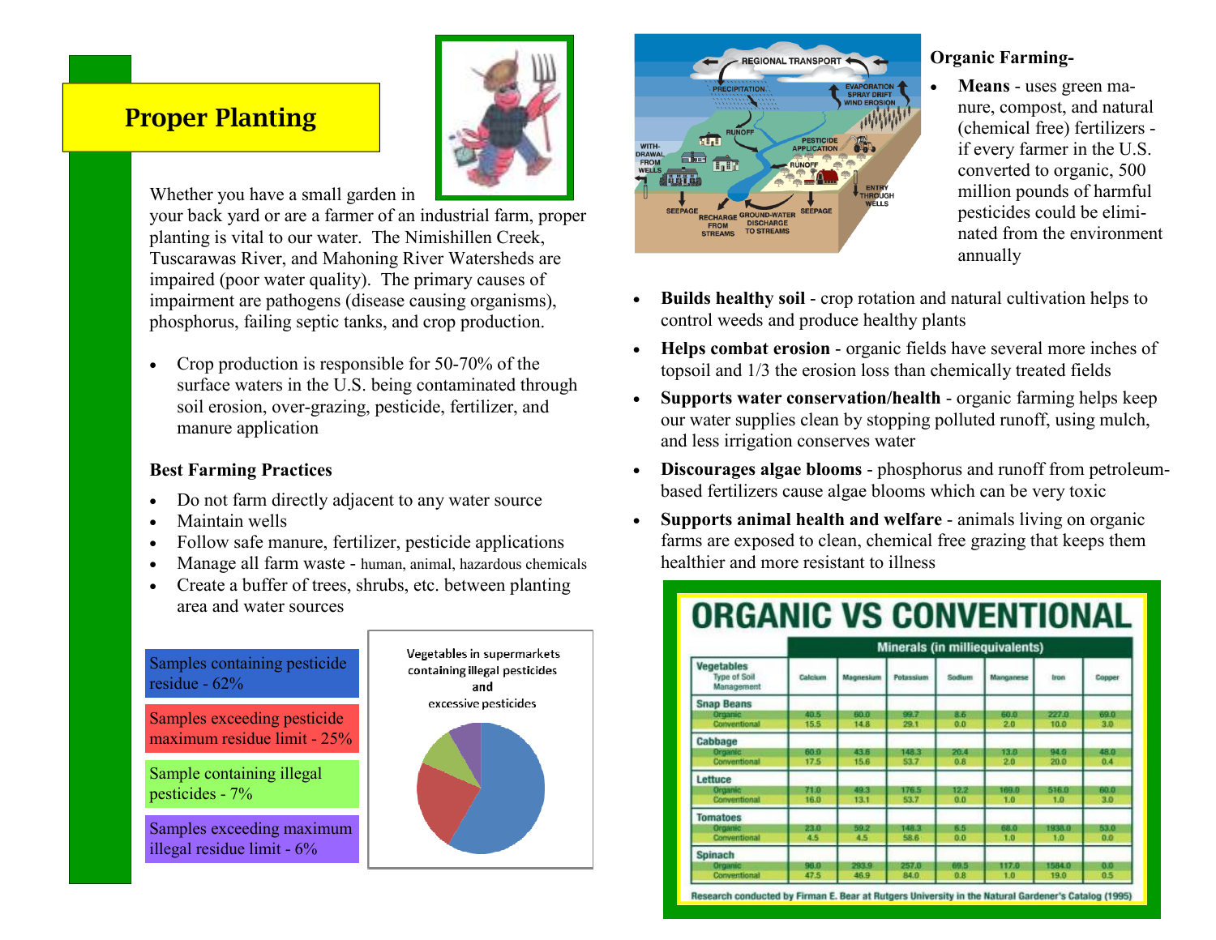# Proper Planting

Whether you have a small garden in your back yard or are a farmer of an industrial farm, proper planting is vital to our water. The Nimishillen Creek, Tuscarawas River, and Mahoning River Watersheds are impaired (poor water quality). The primary causes of impairment are pathogens (disease causing organisms), phosphorus, failing septic tanks, and crop production.

- Crop production is responsible for 50-70% of the surface waters in the U.S. being contaminated through soil erosion, over-grazing, pesticide, fertilizer, and manure application

**Best Farming Practices**

- Do not farm directly adjacent to any water source
- Maintain wells
- Follow safe manure, fertilizer, pesticide applications
- Manage all farm waste - human, animal, hazardous chemicals
- Create a buffer of trees, shrubs, etc. between planting area and water sources

Samples containing pesticide residue - 62%

Samples exceeding pesticide maximum residue limit - 25%

Sample containing illegal pesticides - 7%

Samples exceeding maximum illegal residue limit - 6%

Vegetables in supermarkets containing illegal pesticides and excessive pesticides

REGIONAL TRANSPORT
PRECIPITATION
EVAPORATION SPRAY DRIFT WIND EROSION
RUNOFF
PESTICIDE APPLICATION
RUNOFF
WITH-DRAWAL FROM WELLS
ENTRY THROUGH WELLS
SEEPAGE
RECHARGE FROM STREAMS
GROUND-WATER DISCHARGE TO STREAMS
SEEPAGE

**Organic Farming-**

- **Means** - uses green manure, compost, and natural (chemical free) fertilizers - if every farmer in the U.S. converted to organic, 500 million pounds of harmful pesticides could be eliminated from the environment annually
- **Builds healthy soil** - crop rotation and natural cultivation helps to control weeds and produce healthy plants
- **Helps combat erosion** - organic fields have several more inches of topsoil and 1/3 the erosion loss than chemically treated fields
- **Supports water conservation/health** - organic farming helps keep our water supplies clean by stopping polluted runoff, using mulch, and less irrigation conserves water
- **Discourages algae blooms** - phosphorus and runoff from petroleum-based fertilizers cause algae blooms which can be very toxic
- **Supports animal health and welfare** - animals living on organic farms are exposed to clean, chemical free grazing that keeps them healthier and more resistant to illness

## ORGANIC VS CONVENTIONAL

| Vegetables (Type of Soil Management) | Minerals (in milliequivalents) | | | | | | |
|---|---|---|---|---|---|---|---|
| | Calcium | Magnesium | Potassium | Sodium | Manganese | Iron | Copper |
| **Snap Beans** | | | | | | | |
| Organic | 40.5 | 60.0 | 99.7 | 8.6 | 60.0 | 227.0 | 69.0 |
| Conventional | 15.5 | 14.8 | 29.1 | 0.0 | 2.0 | 10.0 | 3.0 |
| **Cabbage** | | | | | | | |
| Organic | 60.0 | 43.6 | 148.3 | 20.4 | 13.0 | 94.0 | 48.0 |
| Conventional | 17.5 | 15.6 | 53.7 | 0.8 | 2.0 | 20.0 | 0.4 |
| **Lettuce** | | | | | | | |
| Organic | 71.0 | 49.3 | 176.5 | 12.2 | 169.0 | 516.0 | 60.0 |
| Conventional | 16.0 | 13.1 | 53.7 | 0.0 | 1.0 | 1.0 | 3.0 |
| **Tomatoes** | | | | | | | |
| Organic | 23.0 | 59.2 | 148.3 | 6.5 | 68.0 | 1938.0 | 53.0 |
| Conventional | 4.5 | 4.5 | 58.6 | 0.0 | 1.0 | 1.0 | 0.0 |
| **Spinach** | | | | | | | |
| Organic | 96.0 | 203.9 | 257.0 | 69.5 | 117.0 | 1584.0 | 0.0 |
| Conventional | 47.5 | 46.9 | 84.0 | 0.8 | 1.0 | 19.0 | 0.5 |

Research conducted by Firman E. Bear at Rutgers University in the Natural Gardener's Catalog (1995)